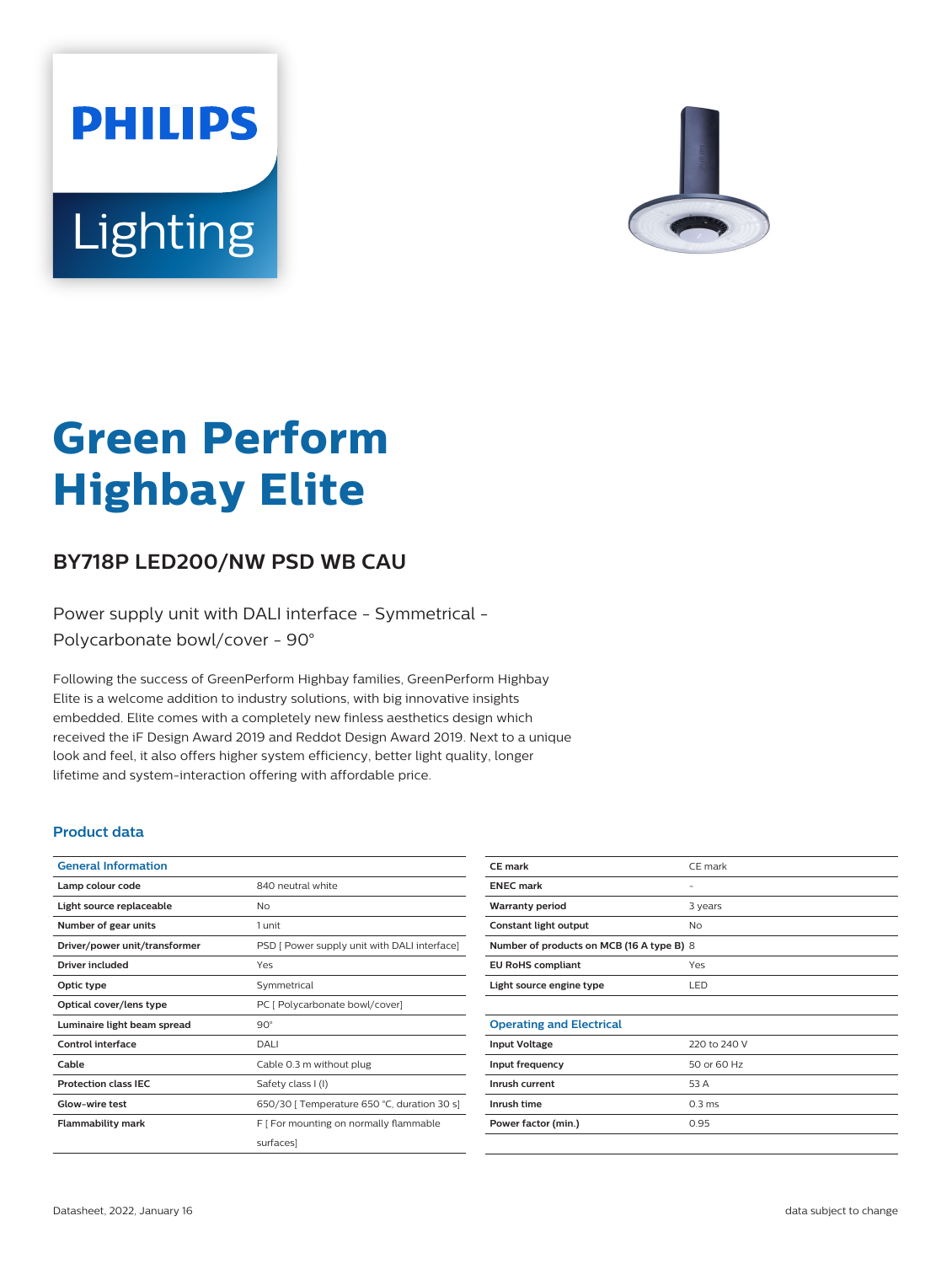# Green Perform Highbay Elite

## BY718P LED200/NW PSD WB CAU

Power supply unit with DALI interface - Symmetrical - Polycarbonate bowl/cover - 90°

Following the success of GreenPerform Highbay families, GreenPerform Highbay Elite is a welcome addition to industry solutions, with big innovative insights embedded. Elite comes with a completely new finless aesthetics design which received the iF Design Award 2019 and Reddot Design Award 2019. Next to a unique look and feel, it also offers higher system efficiency, better light quality, longer lifetime and system-interaction offering with affordable price.

### Product data

| General Information | |
|---|---|
| Lamp colour code | 840 neutral white |
| Light source replaceable | No |
| Number of gear units | 1 unit |
| Driver/power unit/transformer | PSD [ Power supply unit with DALI interface] |
| Driver included | Yes |
| Optic type | Symmetrical |
| Optical cover/lens type | PC [ Polycarbonate bowl/cover] |
| Luminaire light beam spread | 90° |
| Control interface | DALI |
| Cable | Cable 0.3 m without plug |
| Protection class IEC | Safety class I (I) |
| Glow-wire test | 650/30 [ Temperature 650 °C, duration 30 s] |
| Flammability mark | F [ For mounting on normally flammable surfaces] |
| CE mark | CE mark |
| ENEC mark | - |
| Warranty period | 3 years |
| Constant light output | No |
| Number of products on MCB (16 A type B) | 8 |
| EU RoHS compliant | Yes |
| Light source engine type | LED |

| Operating and Electrical | |
|---|---|
| Input Voltage | 220 to 240 V |
| Input frequency | 50 or 60 Hz |
| Inrush current | 53 A |
| Inrush time | 0.3 ms |
| Power factor (min.) | 0.95 |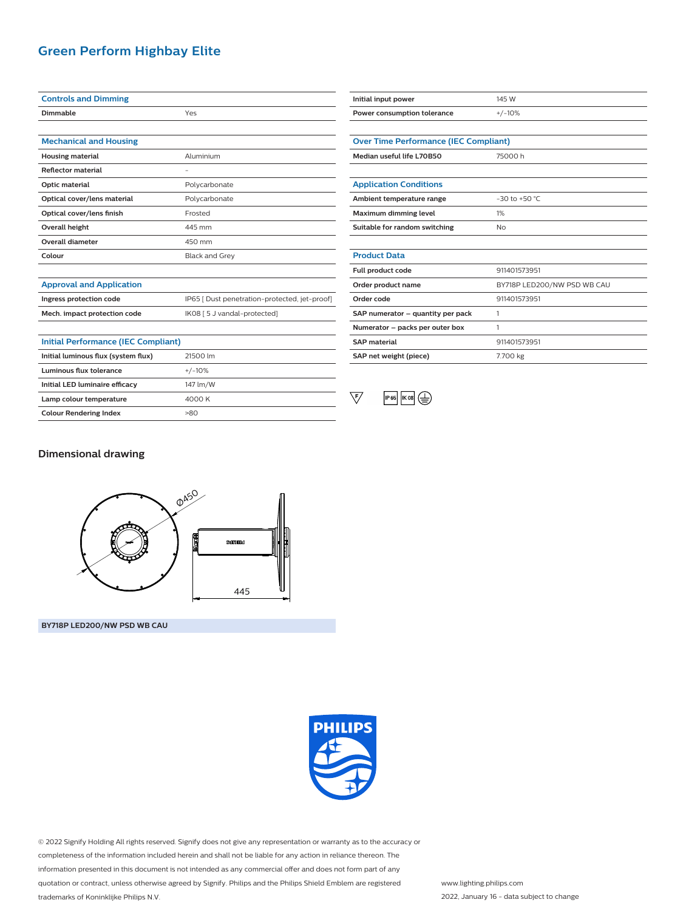# Green Perform Highbay Elite

| Controls and Dimming | |
|---|---|
| Dimmable | Yes |

| Mechanical and Housing | |
|---|---|
| Housing material | Aluminium |
| Reflector material | - |
| Optic material | Polycarbonate |
| Optical cover/lens material | Polycarbonate |
| Optical cover/lens finish | Frosted |
| Overall height | 445 mm |
| Overall diameter | 450 mm |
| Colour | Black and Grey |

| Approval and Application | |
|---|---|
| Ingress protection code | IP65 [ Dust penetration-protected, jet-proof] |
| Mech. impact protection code | IK08 [ 5 J vandal-protected] |

| Initial Performance (IEC Compliant) | |
|---|---|
| Initial luminous flux (system flux) | 21500 lm |
| Luminous flux tolerance | +/-10% |
| Initial LED luminaire efficacy | 147 lm/W |
| Lamp colour temperature | 4000 K |
| Colour Rendering Index | >80 |

| | |
|---|---|
| Initial input power | 145 W |
| Power consumption tolerance | +/-10% |

| Over Time Performance (IEC Compliant) | |
|---|---|
| Median useful life L70B50 | 75000 h |

| Application Conditions | |
|---|---|
| Ambient temperature range | -30 to +50 °C |
| Maximum dimming level | 1% |
| Suitable for random switching | No |

| Product Data | |
|---|---|
| Full product code | 911401573951 |
| Order product name | BY718P LED200/NW PSD WB CAU |
| Order code | 911401573951 |
| SAP numerator – quantity per pack | 1 |
| Numerator – packs per outer box | 1 |
| SAP material | 911401573951 |
| SAP net weight (piece) | 7.700 kg |

F IP65 IK08

## Dimensional drawing

Ø450

445

**BY718P LED200/NW PSD WB CAU**

PHILIPS

© 2022 Signify Holding All rights reserved. Signify does not give any representation or warranty as to the accuracy or completeness of the information included herein and shall not be liable for any action in reliance thereon. The information presented in this document is not intended as any commercial offer and does not form part of any quotation or contract, unless otherwise agreed by Signify. Philips and the Philips Shield Emblem are registered trademarks of Koninklijke Philips N.V.

www.lighting.philips.com

2022, January 16 - data subject to change